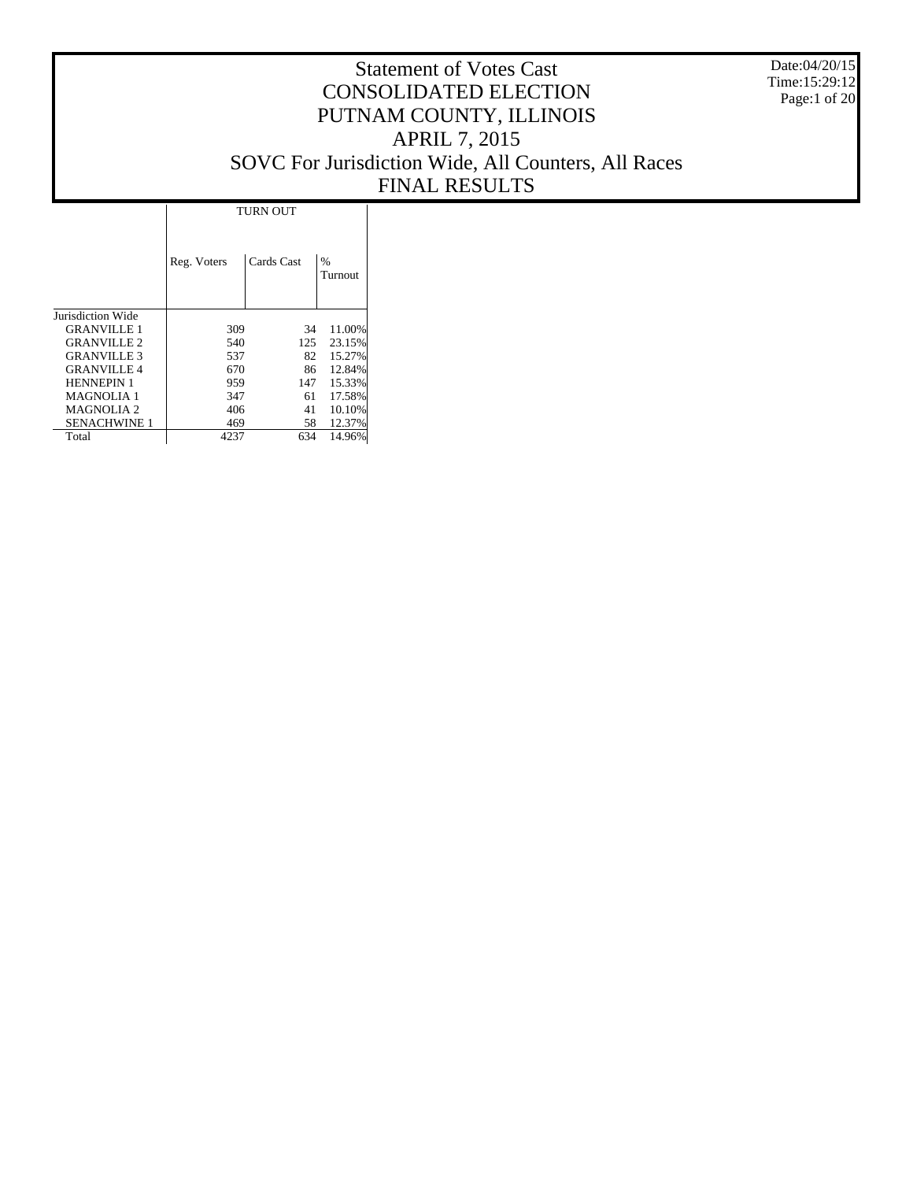# Statement of Votes Cast
# CONSOLIDATED ELECTION
# PUTNAM COUNTY, ILLINOIS
# APRIL 7, 2015
# SOVC For Jurisdiction Wide, All Counters, All Races
# FINAL RESULTS

Date:04/20/15
Time:15:29:12

| | TURN OUT | | |
|---|---|---|---|
| | Reg. Voters | Cards Cast | % Turnout |
| Jurisdiction Wide | | | |
| GRANVILLE 1 | 309 | 34 | 11.00% |
| GRANVILLE 2 | 540 | 125 | 23.15% |
| GRANVILLE 3 | 537 | 82 | 15.27% |
| GRANVILLE 4 | 670 | 86 | 12.84% |
| HENNEPIN 1 | 959 | 147 | 15.33% |
| MAGNOLIA 1 | 347 | 61 | 17.58% |
| MAGNOLIA 2 | 406 | 41 | 10.10% |
| SENACHWINE 1 | 469 | 58 | 12.37% |
| Total | 4237 | 634 | 14.96% |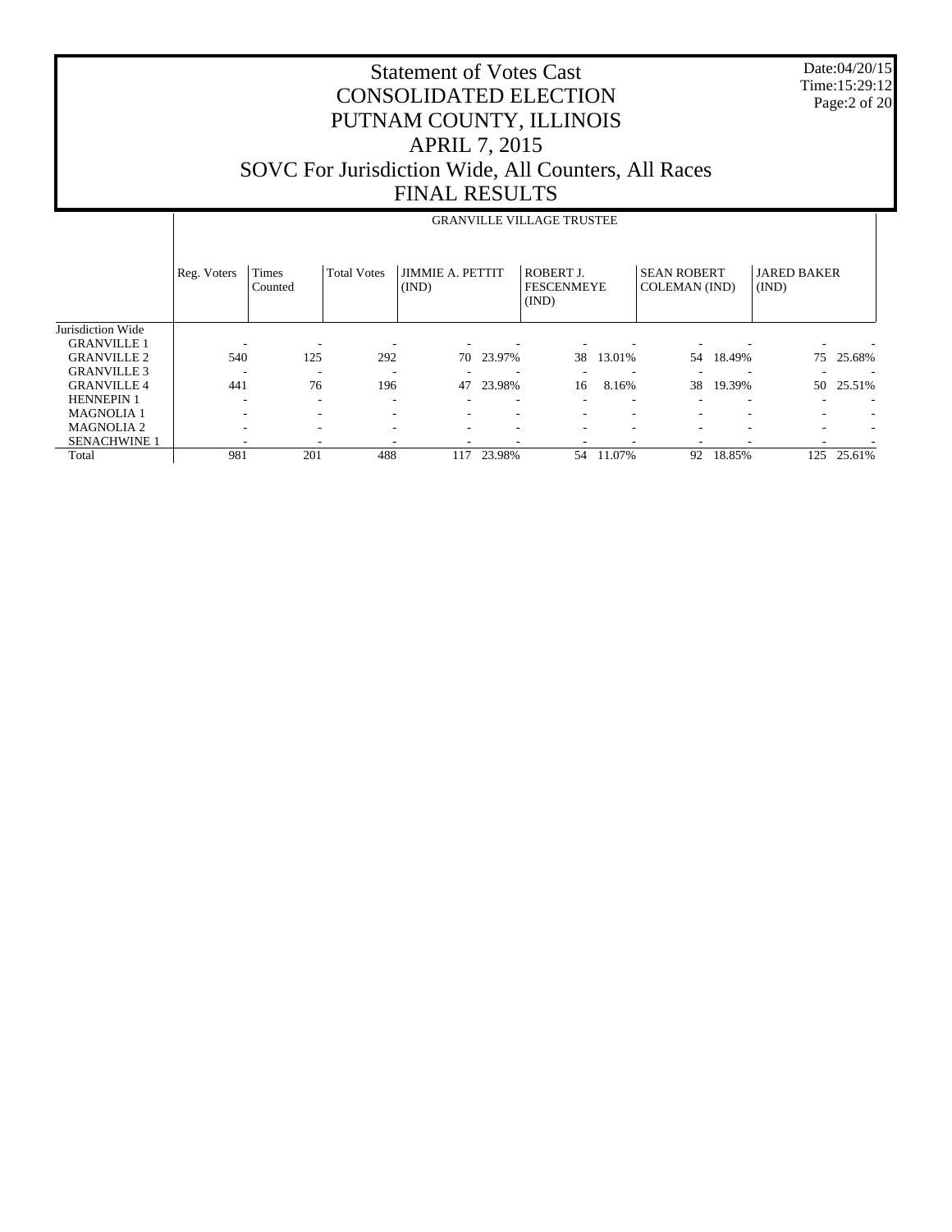# Statement of Votes Cast
# CONSOLIDATED ELECTION
# PUTNAM COUNTY, ILLINOIS
# APRIL 7, 2015
# SOVC For Jurisdiction Wide, All Counters, All Races
# FINAL RESULTS

Date:04/20/15
Time:15:29:12

| | GRANVILLE VILLAGE TRUSTEE | | | | | | | | | | |
|---|---|---|---|---|---|---|---|---|---|---|---|
| | Reg. Voters | Times Counted | Total Votes | JIMMIE A. PETTIT (IND) | | ROBERT J. FESCENMEYE (IND) | | SEAN ROBERT COLEMAN (IND) | | JARED BAKER (IND) | |
| Jurisdiction Wide | | | | | | | | | | | |
| GRANVILLE 1 | - | - | - | - | - | - | - | - | - | - | - |
| GRANVILLE 2 | 540 | 125 | 292 | 70 | 23.97% | 38 | 13.01% | 54 | 18.49% | 75 | 25.68% |
| GRANVILLE 3 | - | - | - | - | - | - | - | - | - | - | - |
| GRANVILLE 4 | 441 | 76 | 196 | 47 | 23.98% | 16 | 8.16% | 38 | 19.39% | 50 | 25.51% |
| HENNEPIN 1 | - | - | - | - | - | - | - | - | - | - | - |
| MAGNOLIA 1 | - | - | - | - | - | - | - | - | - | - | - |
| MAGNOLIA 2 | - | - | - | - | - | - | - | - | - | - | - |
| SENACHWINE 1 | - | - | - | - | - | - | - | - | - | - | - |
| Total | 981 | 201 | 488 | 117 | 23.98% | 54 | 11.07% | 92 | 18.85% | 125 | 25.61% |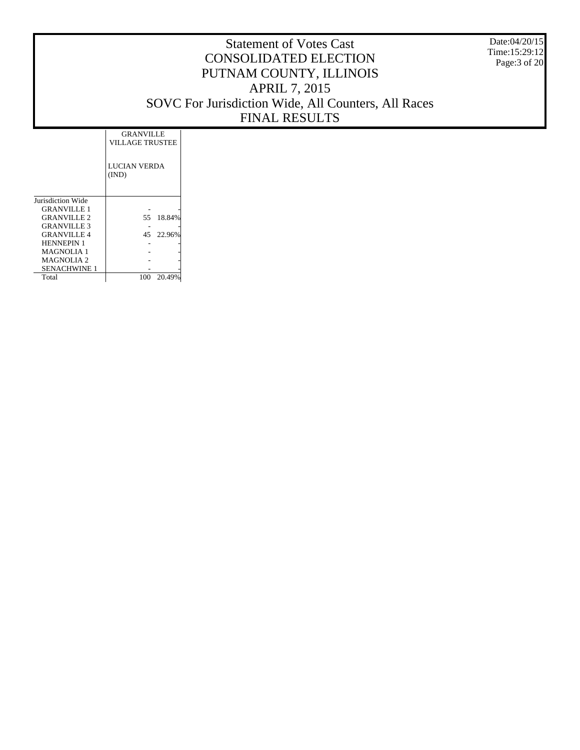# Statement of Votes Cast
# CONSOLIDATED ELECTION
# PUTNAM COUNTY, ILLINOIS
# APRIL 7, 2015
# SOVC For Jurisdiction Wide, All Counters, All Races
# FINAL RESULTS

Date:04/20/15
Time:15:29:12

| | GRANVILLE VILLAGE TRUSTEE | |
|---|---|---|
| | LUCIAN VERDA (IND) | |
| Jurisdiction Wide | | |
| GRANVILLE 1 | - | - |
| GRANVILLE 2 | 55 | 18.84% |
| GRANVILLE 3 | - | - |
| GRANVILLE 4 | 45 | 22.96% |
| HENNEPIN 1 | - | - |
| MAGNOLIA 1 | - | - |
| MAGNOLIA 2 | - | - |
| SENACHWINE 1 | - | - |
| Total | 100 | 20.49% |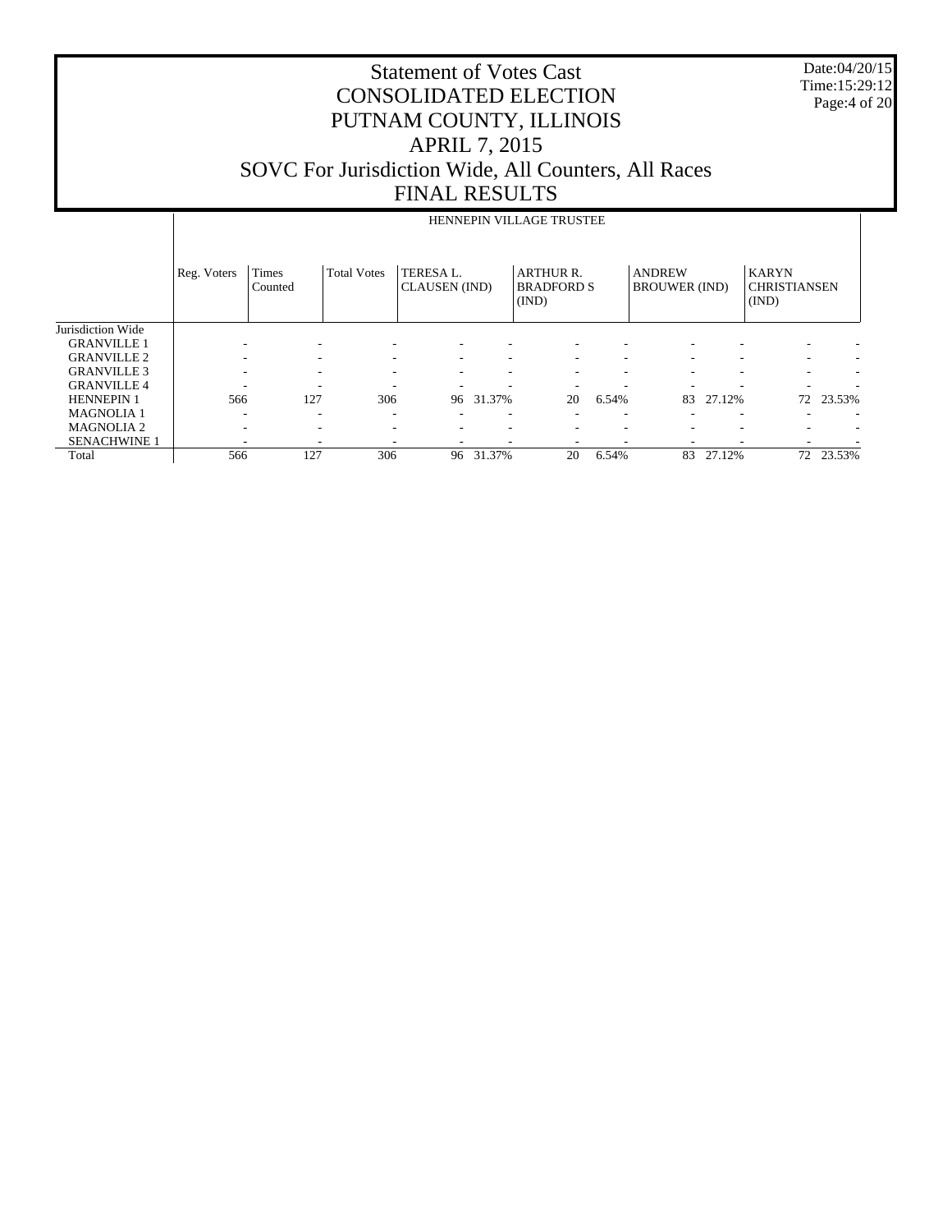# Statement of Votes Cast
# CONSOLIDATED ELECTION
# PUTNAM COUNTY, ILLINOIS
# APRIL 7, 2015
# SOVC For Jurisdiction Wide, All Counters, All Races
# FINAL RESULTS

Date:04/20/15
Time:15:29:12

| | HENNEPIN VILLAGE TRUSTEE | | | | | | | | | | |
|---|---|---|---|---|---|---|---|---|---|---|---|
| | Reg. Voters | Times Counted | Total Votes | TERESA L. CLAUSEN (IND) | | ARTHUR R. BRADFORD S (IND) | | ANDREW BROUWER (IND) | | KARYN CHRISTIANSEN (IND) | |
| Jurisdiction Wide | | | | | | | | | | | |
| GRANVILLE 1 | - | - | - | - | - | - | - | - | - | - | - |
| GRANVILLE 2 | - | - | - | - | - | - | - | - | - | - | - |
| GRANVILLE 3 | - | - | - | - | - | - | - | - | - | - | - |
| GRANVILLE 4 | - | - | - | - | - | - | - | - | - | - | - |
| HENNEPIN 1 | 566 | 127 | 306 | 96 | 31.37% | 20 | 6.54% | 83 | 27.12% | 72 | 23.53% |
| MAGNOLIA 1 | - | - | - | - | - | - | - | - | - | - | - |
| MAGNOLIA 2 | - | - | - | - | - | - | - | - | - | - | - |
| SENACHWINE 1 | - | - | - | - | - | - | - | - | - | - | - |
| Total | 566 | 127 | 306 | 96 | 31.37% | 20 | 6.54% | 83 | 27.12% | 72 | 23.53% |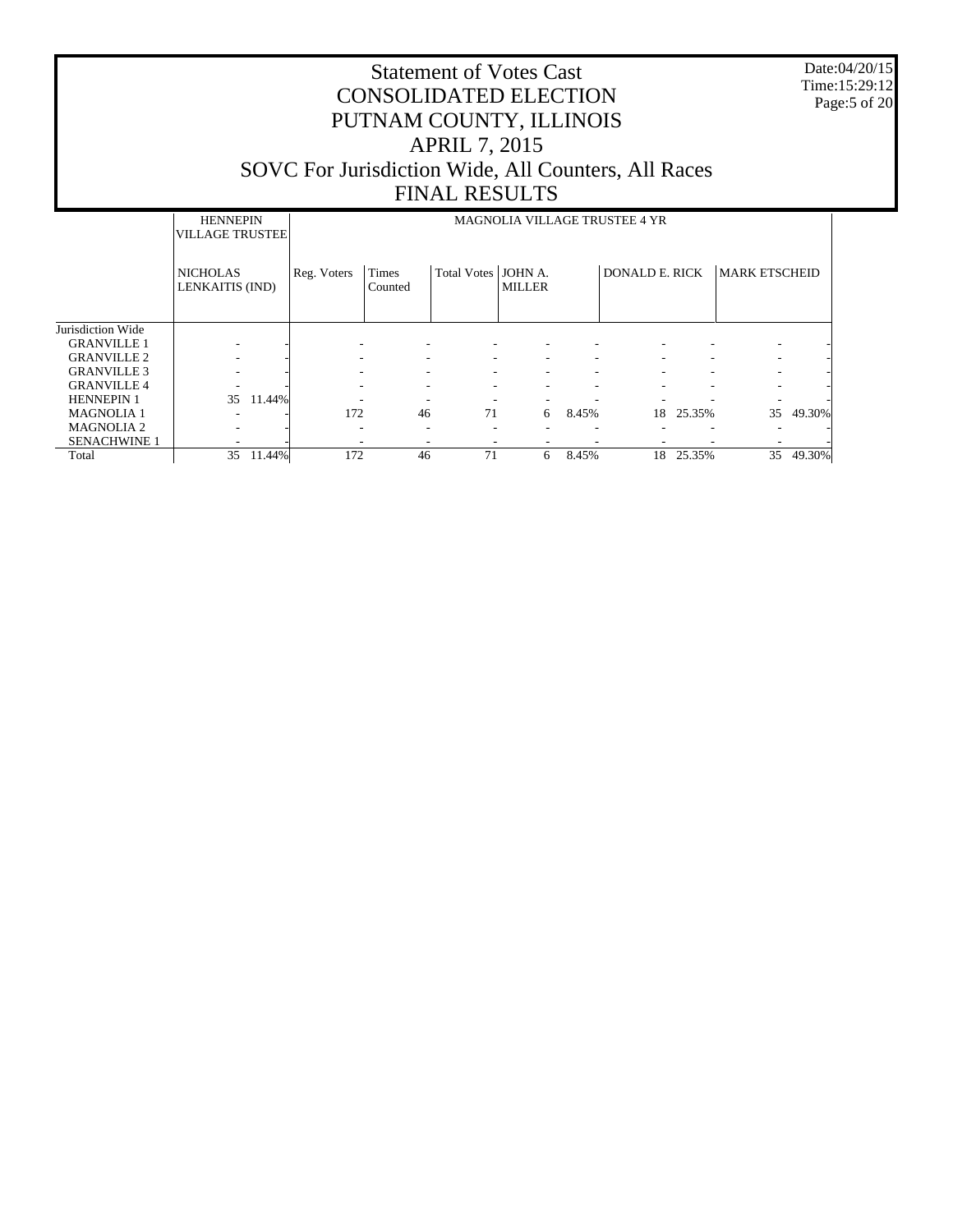# Statement of Votes Cast
# CONSOLIDATED ELECTION
# PUTNAM COUNTY, ILLINOIS
# APRIL 7, 2015
# SOVC For Jurisdiction Wide, All Counters, All Races
# FINAL RESULTS

Date:04/20/15
Time:15:29:12

| | HENNEPIN VILLAGE TRUSTEE | | MAGNOLIA VILLAGE TRUSTEE 4 YR | | | | | | | | |
|---|---|---|---|---|---|---|---|---|---|---|---|
| | NICHOLAS LENKAITIS (IND) | | Reg. Voters | Times Counted | Total Votes | JOHN A. MILLER | | DONALD E. RICK | | MARK ETSCHEID | |
| Jurisdiction Wide | | | | | | | | | | | |
| GRANVILLE 1 | - | - | - | - | - | - | - | - | - | - | - |
| GRANVILLE 2 | - | - | - | - | - | - | - | - | - | - | - |
| GRANVILLE 3 | - | - | - | - | - | - | - | - | - | - | - |
| GRANVILLE 4 | - | - | - | - | - | - | - | - | - | - | - |
| HENNEPIN 1 | 35 | 11.44% | - | - | - | - | - | - | - | - | - |
| MAGNOLIA 1 | - | - | 172 | 46 | 71 | 6 | 8.45% | 18 | 25.35% | 35 | 49.30% |
| MAGNOLIA 2 | - | - | - | - | - | - | - | - | - | - | - |
| SENACHWINE 1 | - | - | - | - | - | - | - | - | - | - | - |
| Total | 35 | 11.44% | 172 | 46 | 71 | 6 | 8.45% | 18 | 25.35% | 35 | 49.30% |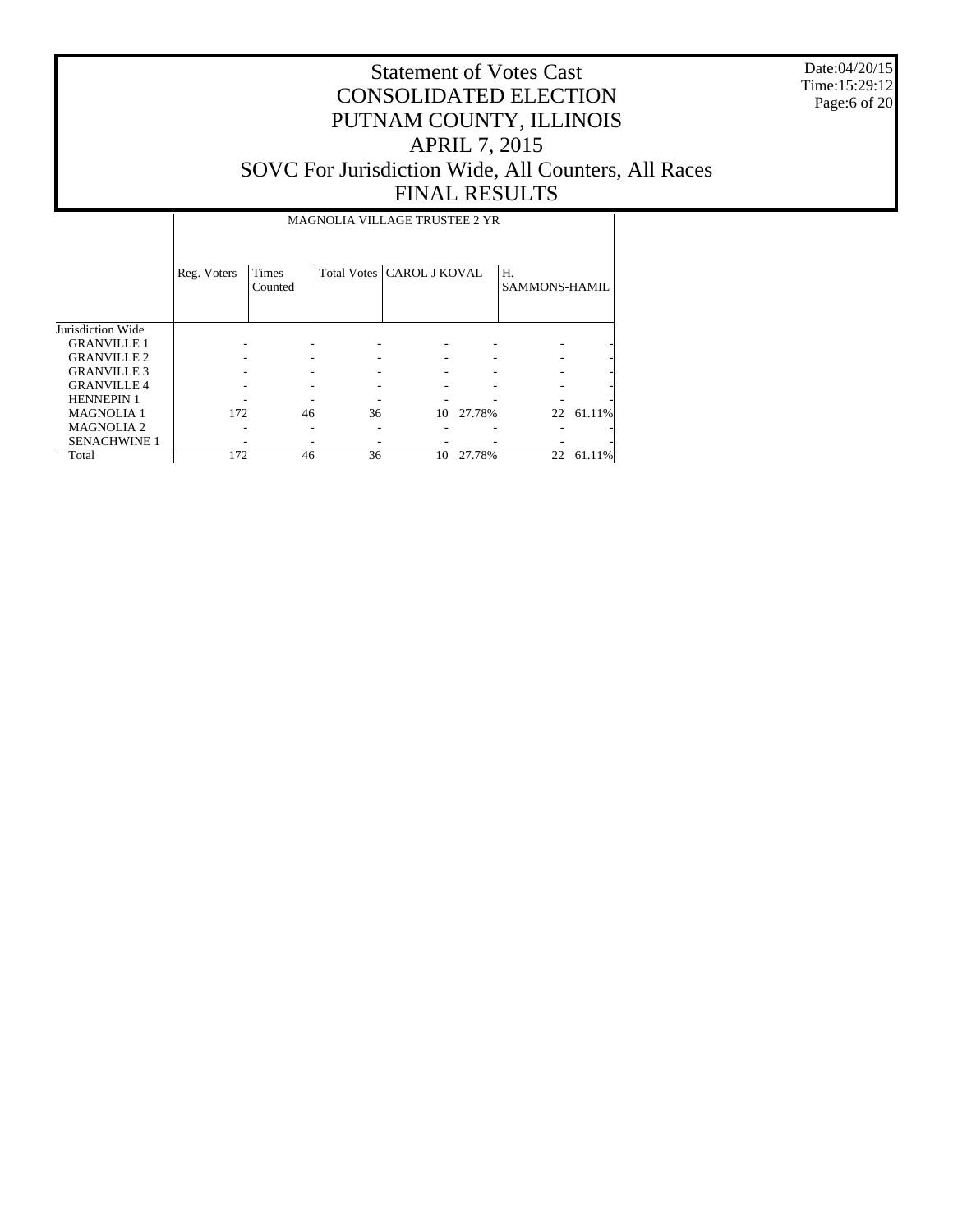# Statement of Votes Cast
# CONSOLIDATED ELECTION
# PUTNAM COUNTY, ILLINOIS
# APRIL 7, 2015
# SOVC For Jurisdiction Wide, All Counters, All Races
# FINAL RESULTS

Date:04/20/15
Time:15:29:12

| | MAGNOLIA VILLAGE TRUSTEE 2 YR | | | | | | |
|---|---|---|---|---|---|---|---|
| | Reg. Voters | Times Counted | Total Votes | CAROL J KOVAL | | H. SAMMONS-HAMIL | |
| Jurisdiction Wide | | | | | | | |
| GRANVILLE 1 | - | - | - | - | - | - | - |
| GRANVILLE 2 | - | - | - | - | - | - | - |
| GRANVILLE 3 | - | - | - | - | - | - | - |
| GRANVILLE 4 | - | - | - | - | - | - | - |
| HENNEPIN 1 | - | - | - | - | - | - | - |
| MAGNOLIA 1 | 172 | 46 | 36 | 10 | 27.78% | 22 | 61.11% |
| MAGNOLIA 2 | - | - | - | - | - | - | - |
| SENACHWINE 1 | - | - | - | - | - | - | - |
| Total | 172 | 46 | 36 | 10 | 27.78% | 22 | 61.11% |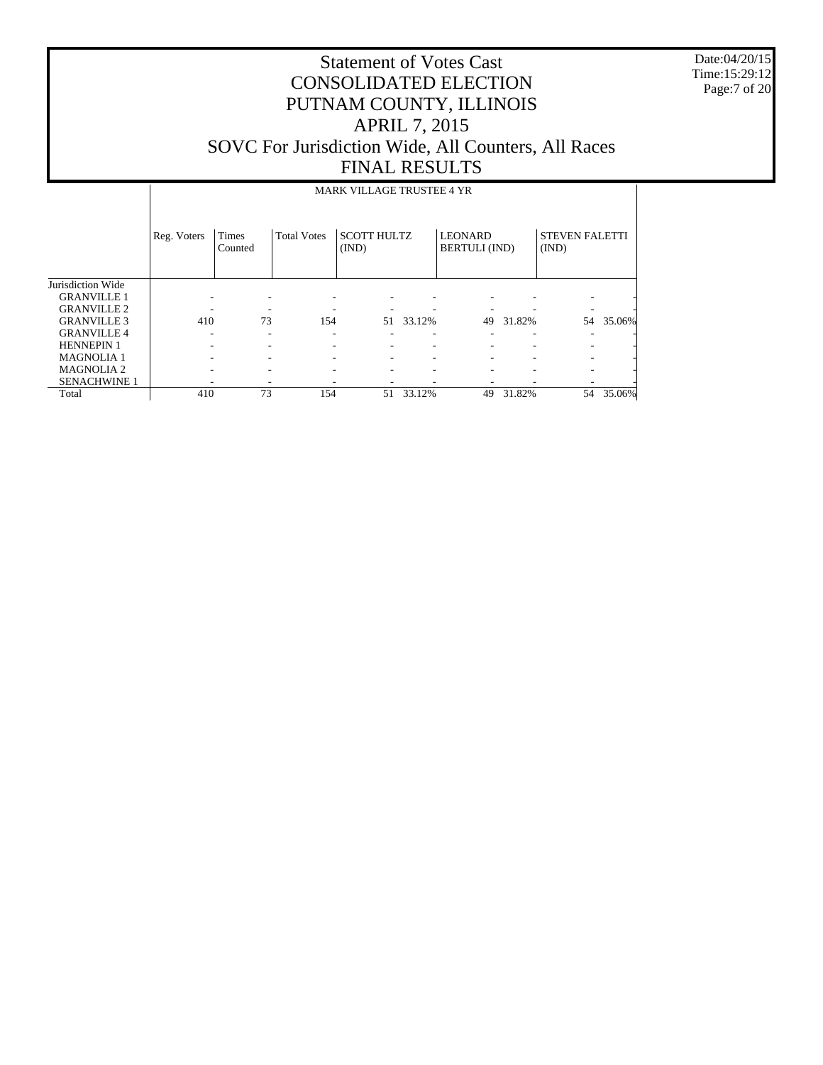# Statement of Votes Cast
# CONSOLIDATED ELECTION
# PUTNAM COUNTY, ILLINOIS
# APRIL 7, 2015
# SOVC For Jurisdiction Wide, All Counters, All Races
# FINAL RESULTS

Date:04/20/15
Time:15:29:12

| | MARK VILLAGE TRUSTEE 4 YR | | | | | | | | |
|---|---|---|---|---|---|---|---|---|---|
| | Reg. Voters | Times Counted | Total Votes | SCOTT HULTZ (IND) | | LEONARD BERTULI (IND) | | STEVEN FALETTI (IND) | |
| Jurisdiction Wide | | | | | | | | | |
| GRANVILLE 1 | - | - | - | - | - | - | - | - | - |
| GRANVILLE 2 | - | - | - | - | - | - | - | - | - |
| GRANVILLE 3 | 410 | 73 | 154 | 51 | 33.12% | 49 | 31.82% | 54 | 35.06% |
| GRANVILLE 4 | - | - | - | - | - | - | - | - | - |
| HENNEPIN 1 | - | - | - | - | - | - | - | - | - |
| MAGNOLIA 1 | - | - | - | - | - | - | - | - | - |
| MAGNOLIA 2 | - | - | - | - | - | - | - | - | - |
| SENACHWINE 1 | - | - | - | - | - | - | - | - | - |
| Total | 410 | 73 | 154 | 51 | 33.12% | 49 | 31.82% | 54 | 35.06% |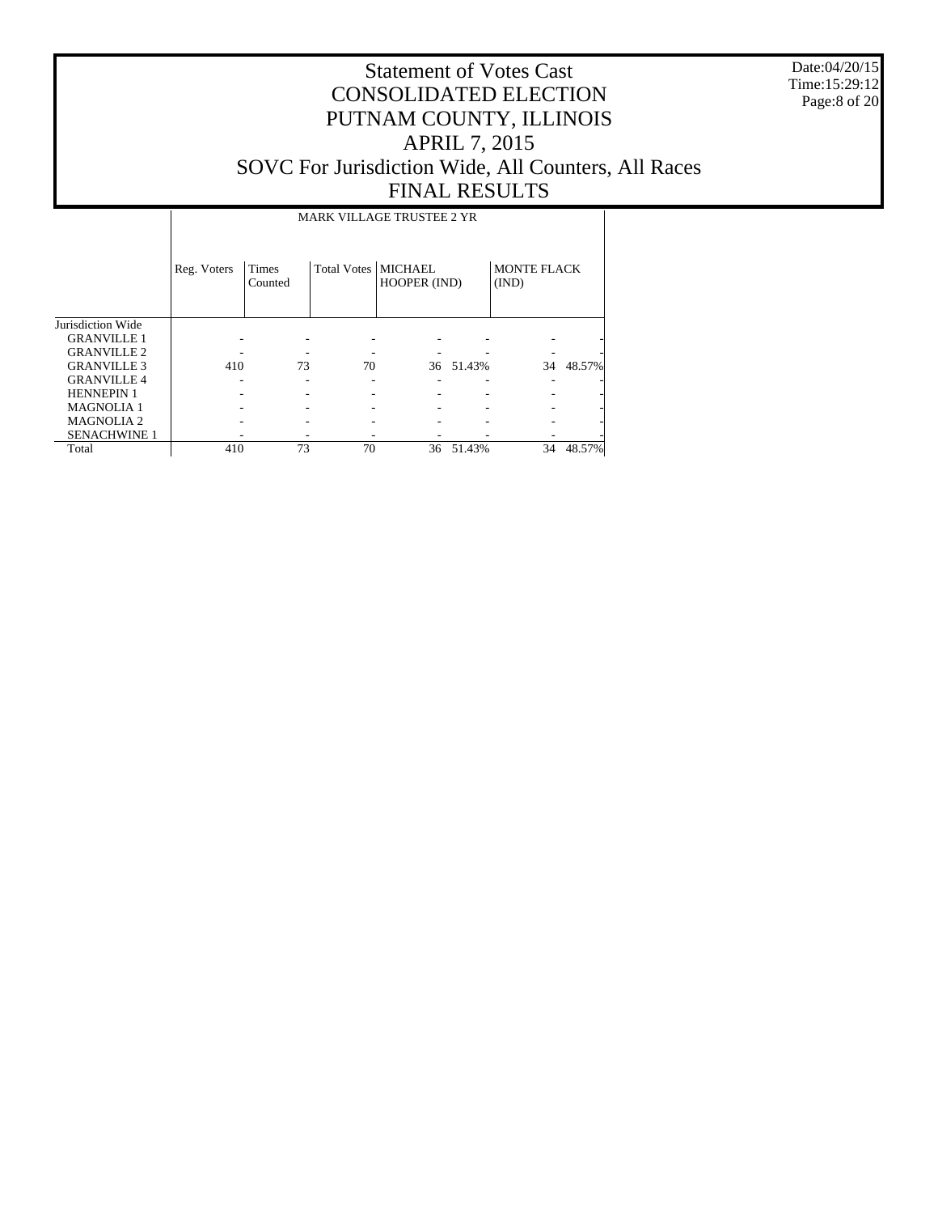# Statement of Votes Cast
# CONSOLIDATED ELECTION
# PUTNAM COUNTY, ILLINOIS
# APRIL 7, 2015
# SOVC For Jurisdiction Wide, All Counters, All Races
# FINAL RESULTS

Date:04/20/15
Time:15:29:12

| | MARK VILLAGE TRUSTEE 2 YR | | | | | | |
|---|---|---|---|---|---|---|---|
| | Reg. Voters | Times Counted | Total Votes | MICHAEL HOOPER (IND) | | MONTE FLACK (IND) | |
| Jurisdiction Wide | | | | | | | |
| GRANVILLE 1 | - | - | - | - | - | - | - |
| GRANVILLE 2 | - | - | - | - | - | - | - |
| GRANVILLE 3 | 410 | 73 | 70 | 36 | 51.43% | 34 | 48.57% |
| GRANVILLE 4 | - | - | - | - | - | - | - |
| HENNEPIN 1 | - | - | - | - | - | - | - |
| MAGNOLIA 1 | - | - | - | - | - | - | - |
| MAGNOLIA 2 | - | - | - | - | - | - | - |
| SENACHWINE 1 | - | - | - | - | - | - | - |
| Total | 410 | 73 | 70 | 36 | 51.43% | 34 | 48.57% |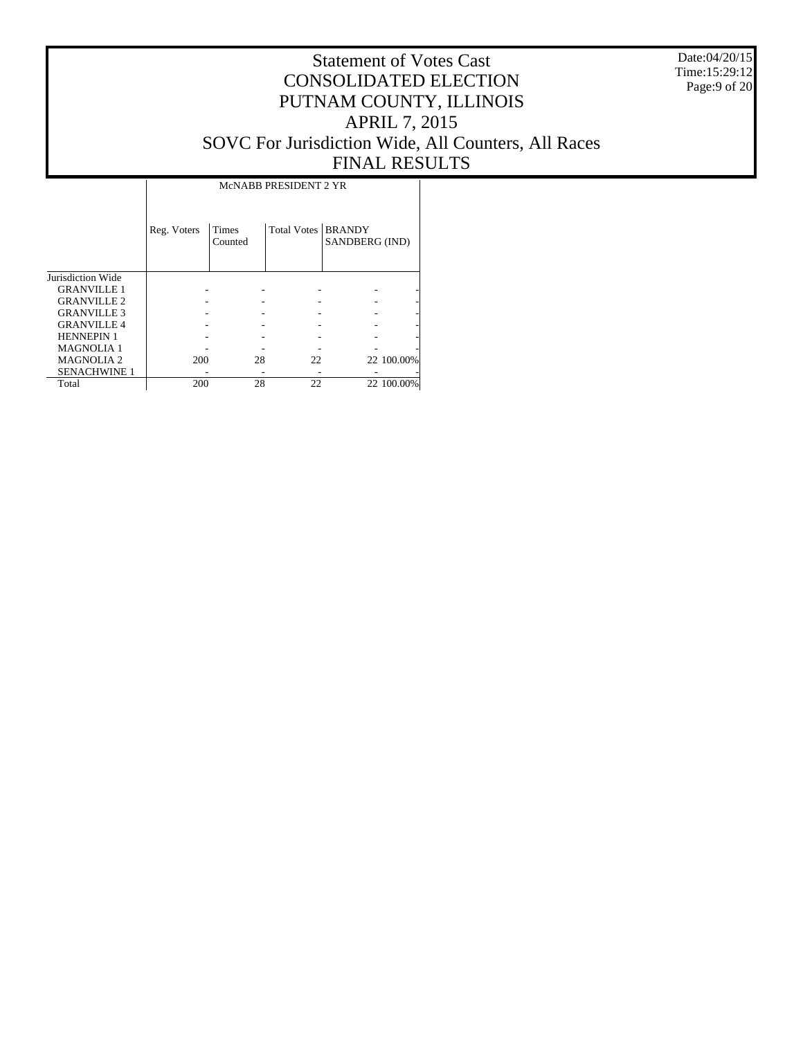# Statement of Votes Cast
# CONSOLIDATED ELECTION
# PUTNAM COUNTY, ILLINOIS
# APRIL 7, 2015
# SOVC For Jurisdiction Wide, All Counters, All Races
# FINAL RESULTS

Date:04/20/15
Time:15:29:12

| | McNABB PRESIDENT 2 YR | | | | |
|---|---|---|---|---|---|
| | Reg. Voters | Times Counted | Total Votes | BRANDY SANDBERG (IND) | |
| Jurisdiction Wide | | | | | |
| GRANVILLE 1 | - | - | - | - | - |
| GRANVILLE 2 | - | - | - | - | - |
| GRANVILLE 3 | - | - | - | - | - |
| GRANVILLE 4 | - | - | - | - | - |
| HENNEPIN 1 | - | - | - | - | - |
| MAGNOLIA 1 | - | - | - | - | - |
| MAGNOLIA 2 | 200 | 28 | 22 | 22 | 100.00% |
| SENACHWINE 1 | - | - | - | - | - |
| Total | 200 | 28 | 22 | 22 | 100.00% |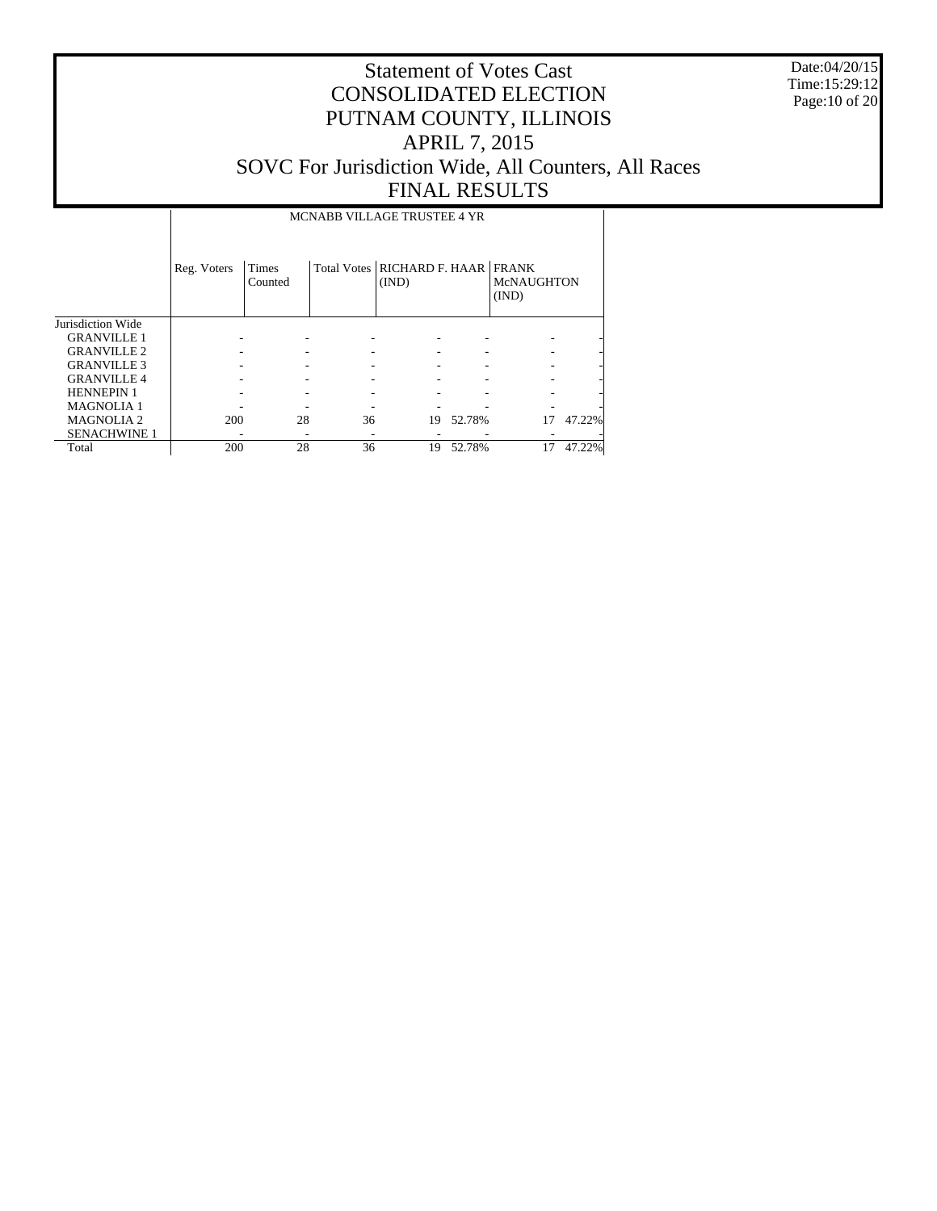# Statement of Votes Cast
# CONSOLIDATED ELECTION
# PUTNAM COUNTY, ILLINOIS
# APRIL 7, 2015
# SOVC For Jurisdiction Wide, All Counters, All Races
# FINAL RESULTS

Date:04/20/15
Time:15:29:12

| | MCNABB VILLAGE TRUSTEE 4 YR | | | | | | |
|---|---|---|---|---|---|---|---|
| | Reg. Voters | Times Counted | Total Votes | RICHARD F. HAAR (IND) | | FRANK McNAUGHTON (IND) | |
| Jurisdiction Wide | | | | | | | |
| GRANVILLE 1 | - | - | - | - | - | - | - |
| GRANVILLE 2 | - | - | - | - | - | - | - |
| GRANVILLE 3 | - | - | - | - | - | - | - |
| GRANVILLE 4 | - | - | - | - | - | - | - |
| HENNEPIN 1 | - | - | - | - | - | - | - |
| MAGNOLIA 1 | - | - | - | - | - | - | - |
| MAGNOLIA 2 | 200 | 28 | 36 | 19 | 52.78% | 17 | 47.22% |
| SENACHWINE 1 | - | - | - | - | - | - | - |
| Total | 200 | 28 | 36 | 19 | 52.78% | 17 | 47.22% |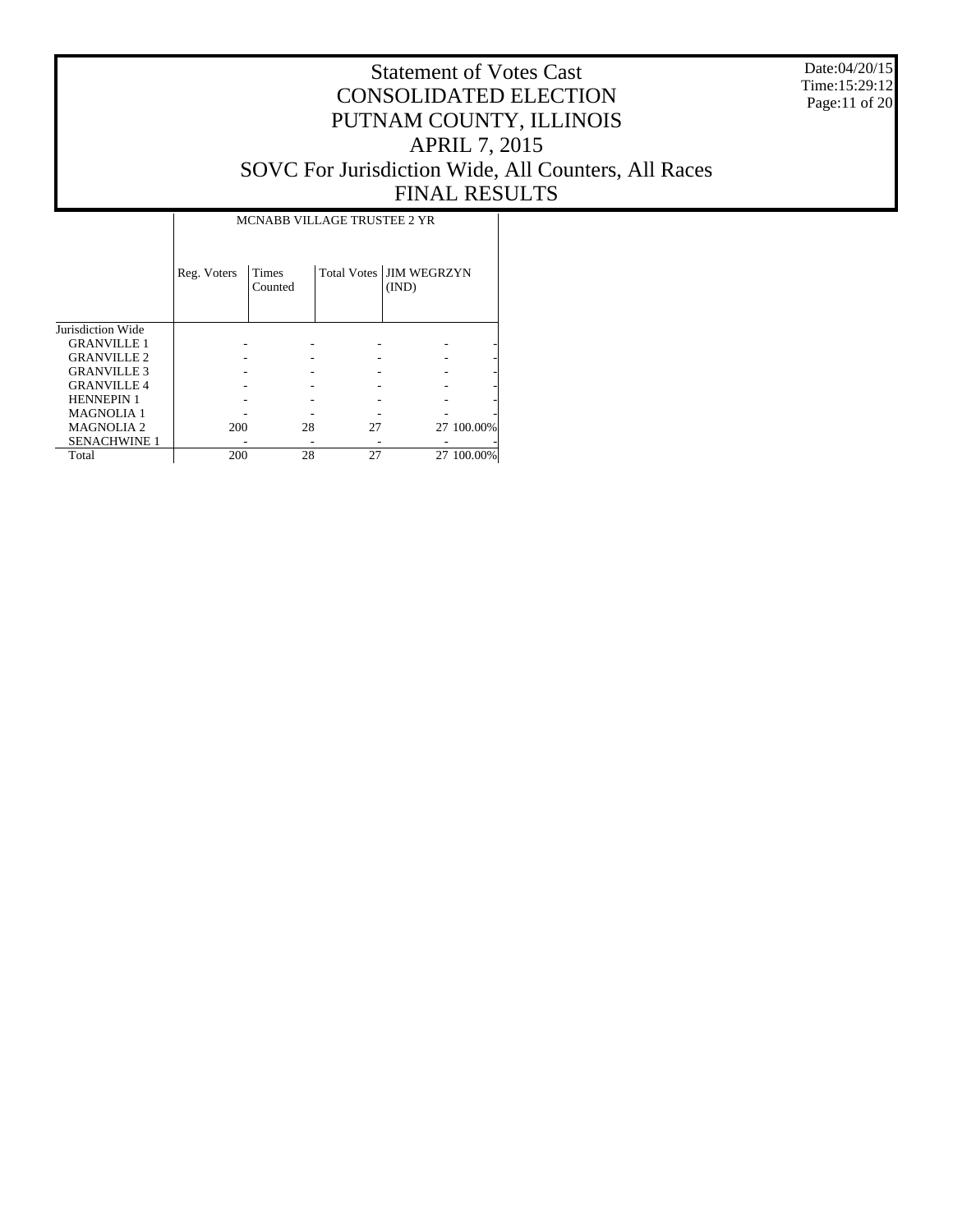# Statement of Votes Cast
# CONSOLIDATED ELECTION
# PUTNAM COUNTY, ILLINOIS
# APRIL 7, 2015
# SOVC For Jurisdiction Wide, All Counters, All Races
# FINAL RESULTS

Date:04/20/15
Time:15:29:12

| | MCNABB VILLAGE TRUSTEE 2 YR | | | | |
|---|---|---|---|---|---|
| | Reg. Voters | Times Counted | Total Votes | JIM WEGRZYN (IND) | |
| Jurisdiction Wide | | | | | |
| GRANVILLE 1 | - | - | - | - | - |
| GRANVILLE 2 | - | - | - | - | - |
| GRANVILLE 3 | - | - | - | - | - |
| GRANVILLE 4 | - | - | - | - | - |
| HENNEPIN 1 | - | - | - | - | - |
| MAGNOLIA 1 | - | - | - | - | - |
| MAGNOLIA 2 | 200 | 28 | 27 | 27 | 100.00% |
| SENACHWINE 1 | - | - | - | - | - |
| Total | 200 | 28 | 27 | 27 | 100.00% |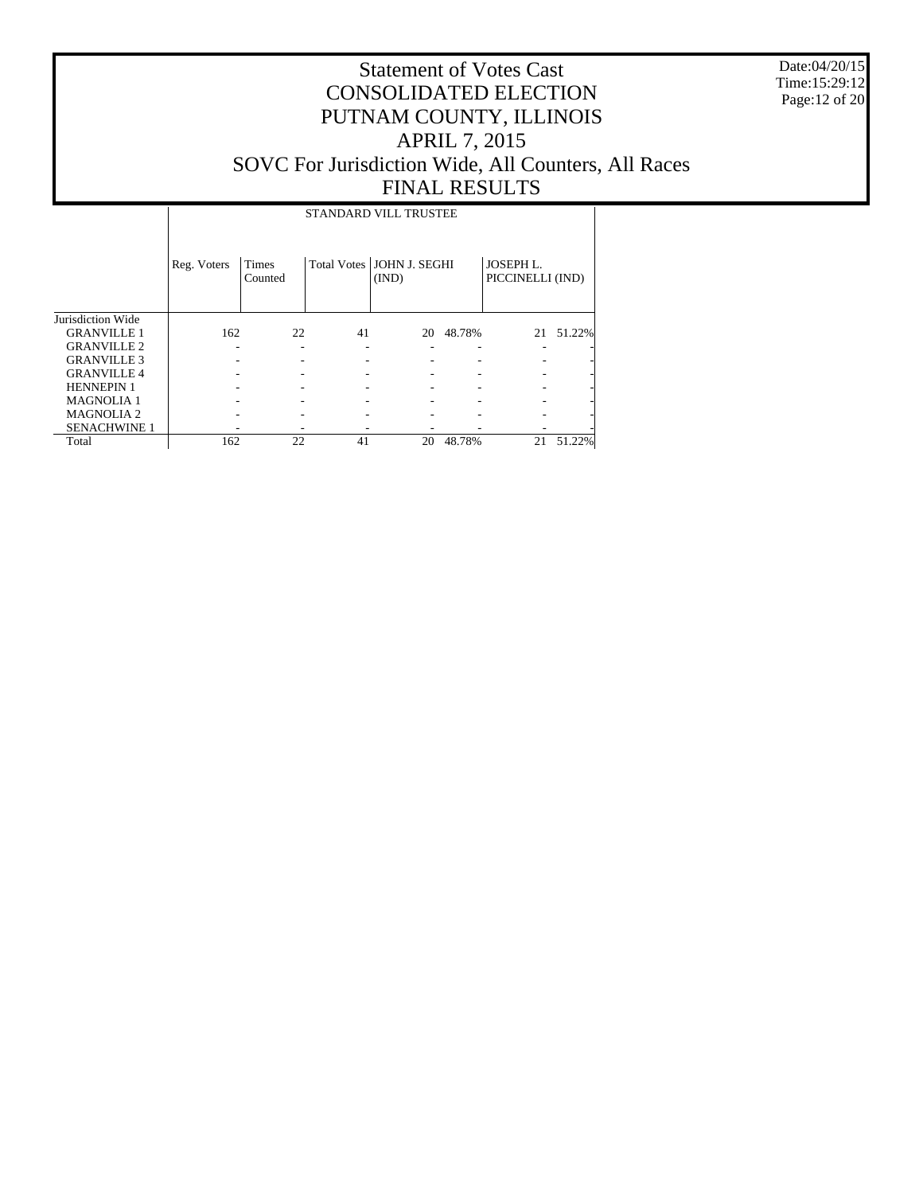# Statement of Votes Cast
# CONSOLIDATED ELECTION
# PUTNAM COUNTY, ILLINOIS
# APRIL 7, 2015
# SOVC For Jurisdiction Wide, All Counters, All Races
# FINAL RESULTS

Date:04/20/15
Time:15:29:12

| | STANDARD VILL TRUSTEE | | | | | | |
|---|---|---|---|---|---|---|---|
| | Reg. Voters | Times Counted | Total Votes | JOHN J. SEGHI (IND) | | JOSEPH L. PICCINELLI (IND) | |
| Jurisdiction Wide | | | | | | | |
| GRANVILLE 1 | 162 | 22 | 41 | 20 | 48.78% | 21 | 51.22% |
| GRANVILLE 2 | - | - | - | - | - | - | - |
| GRANVILLE 3 | - | - | - | - | - | - | - |
| GRANVILLE 4 | - | - | - | - | - | - | - |
| HENNEPIN 1 | - | - | - | - | - | - | - |
| MAGNOLIA 1 | - | - | - | - | - | - | - |
| MAGNOLIA 2 | - | - | - | - | - | - | - |
| SENACHWINE 1 | - | - | - | - | - | - | - |
| Total | 162 | 22 | 41 | 20 | 48.78% | 21 | 51.22% |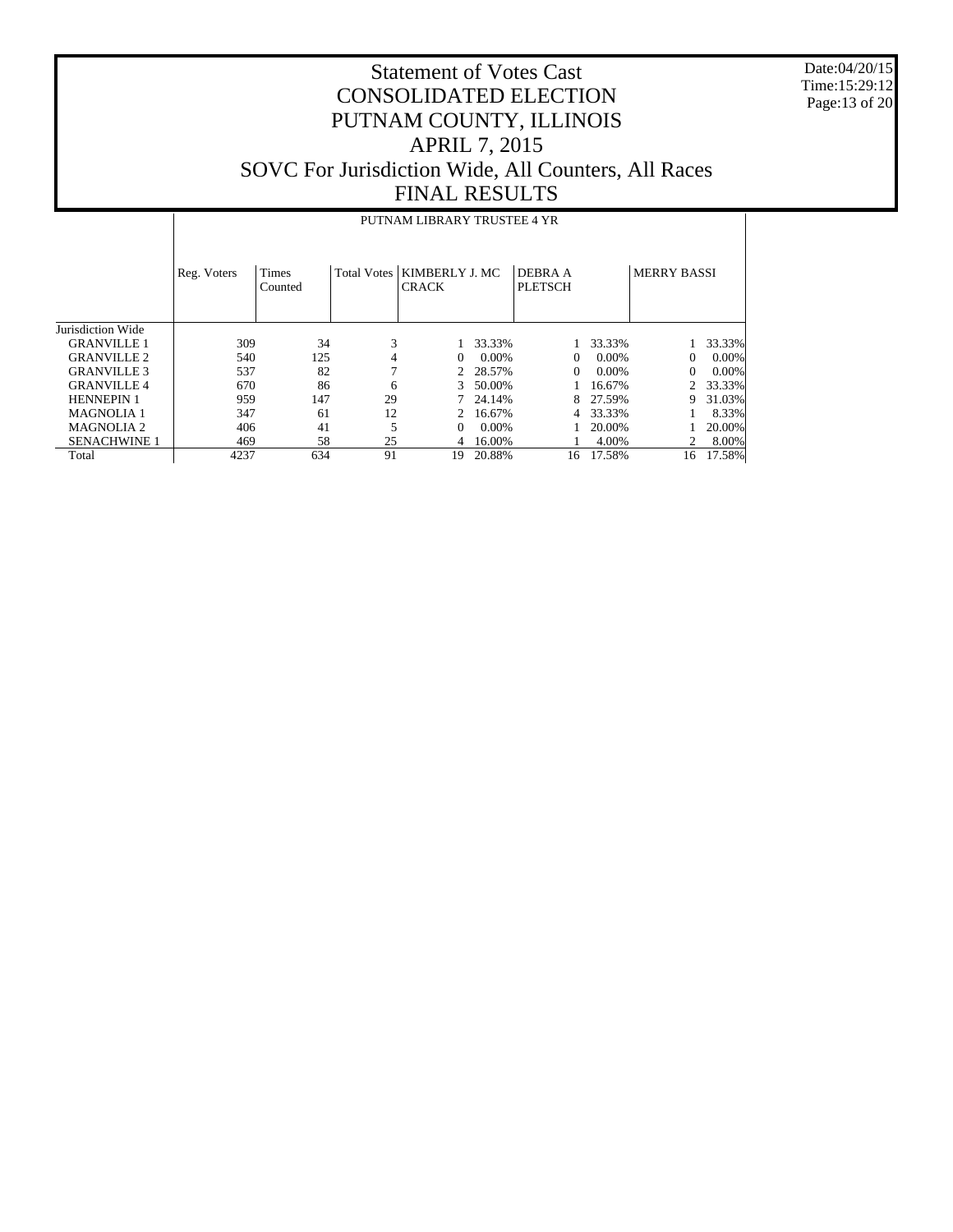# Statement of Votes Cast
# CONSOLIDATED ELECTION
# PUTNAM COUNTY, ILLINOIS
# APRIL 7, 2015
# SOVC For Jurisdiction Wide, All Counters, All Races
# FINAL RESULTS

Date:04/20/15
Time:15:29:12

| | PUTNAM LIBRARY TRUSTEE 4 YR | | | | | | | | |
|---|---|---|---|---|---|---|---|---|---|
| | Reg. Voters | Times Counted | Total Votes | KIMBERLY J. MC CRACK | | DEBRA A PLETSCH | | MERRY BASSI | |
| Jurisdiction Wide | | | | | | | | | |
| GRANVILLE 1 | 309 | 34 | 3 | 1 | 33.33% | 1 | 33.33% | 1 | 33.33% |
| GRANVILLE 2 | 540 | 125 | 4 | 0 | 0.00% | 0 | 0.00% | 0 | 0.00% |
| GRANVILLE 3 | 537 | 82 | 7 | 2 | 28.57% | 0 | 0.00% | 0 | 0.00% |
| GRANVILLE 4 | 670 | 86 | 6 | 3 | 50.00% | 1 | 16.67% | 2 | 33.33% |
| HENNEPIN 1 | 959 | 147 | 29 | 7 | 24.14% | 8 | 27.59% | 9 | 31.03% |
| MAGNOLIA 1 | 347 | 61 | 12 | 2 | 16.67% | 4 | 33.33% | 1 | 8.33% |
| MAGNOLIA 2 | 406 | 41 | 5 | 0 | 0.00% | 1 | 20.00% | 1 | 20.00% |
| SENACHWINE 1 | 469 | 58 | 25 | 4 | 16.00% | 1 | 4.00% | 2 | 8.00% |
| Total | 4237 | 634 | 91 | 19 | 20.88% | 16 | 17.58% | 16 | 17.58% |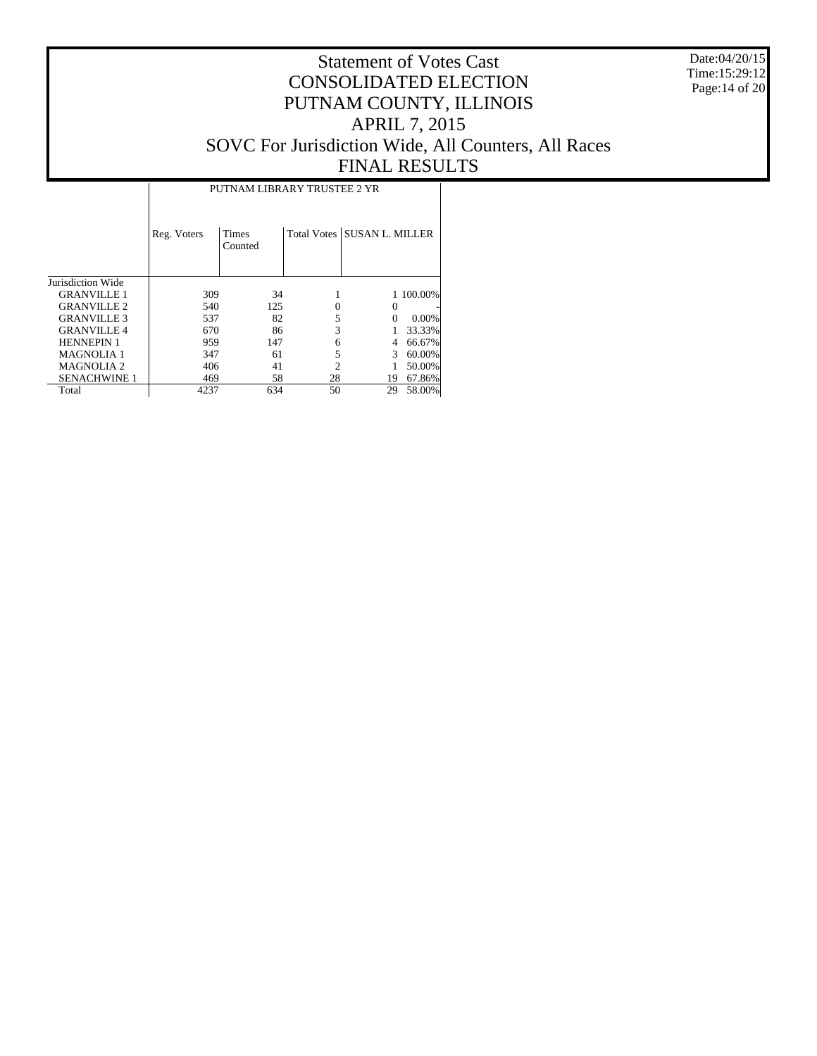# Statement of Votes Cast
# CONSOLIDATED ELECTION
# PUTNAM COUNTY, ILLINOIS
# APRIL 7, 2015
# SOVC For Jurisdiction Wide, All Counters, All Races
# FINAL RESULTS

Date:04/20/15
Time:15:29:12

| | PUTNAM LIBRARY TRUSTEE 2 YR | | | | |
|---|---|---|---|---|---|
| | Reg. Voters | Times Counted | Total Votes | SUSAN L. MILLER | |
| Jurisdiction Wide | | | | | |
| GRANVILLE 1 | 309 | 34 | 1 | 1 | 100.00% |
| GRANVILLE 2 | 540 | 125 | 0 | 0 | - |
| GRANVILLE 3 | 537 | 82 | 5 | 0 | 0.00% |
| GRANVILLE 4 | 670 | 86 | 3 | 1 | 33.33% |
| HENNEPIN 1 | 959 | 147 | 6 | 4 | 66.67% |
| MAGNOLIA 1 | 347 | 61 | 5 | 3 | 60.00% |
| MAGNOLIA 2 | 406 | 41 | 2 | 1 | 50.00% |
| SENACHWINE 1 | 469 | 58 | 28 | 19 | 67.86% |
| Total | 4237 | 634 | 50 | 29 | 58.00% |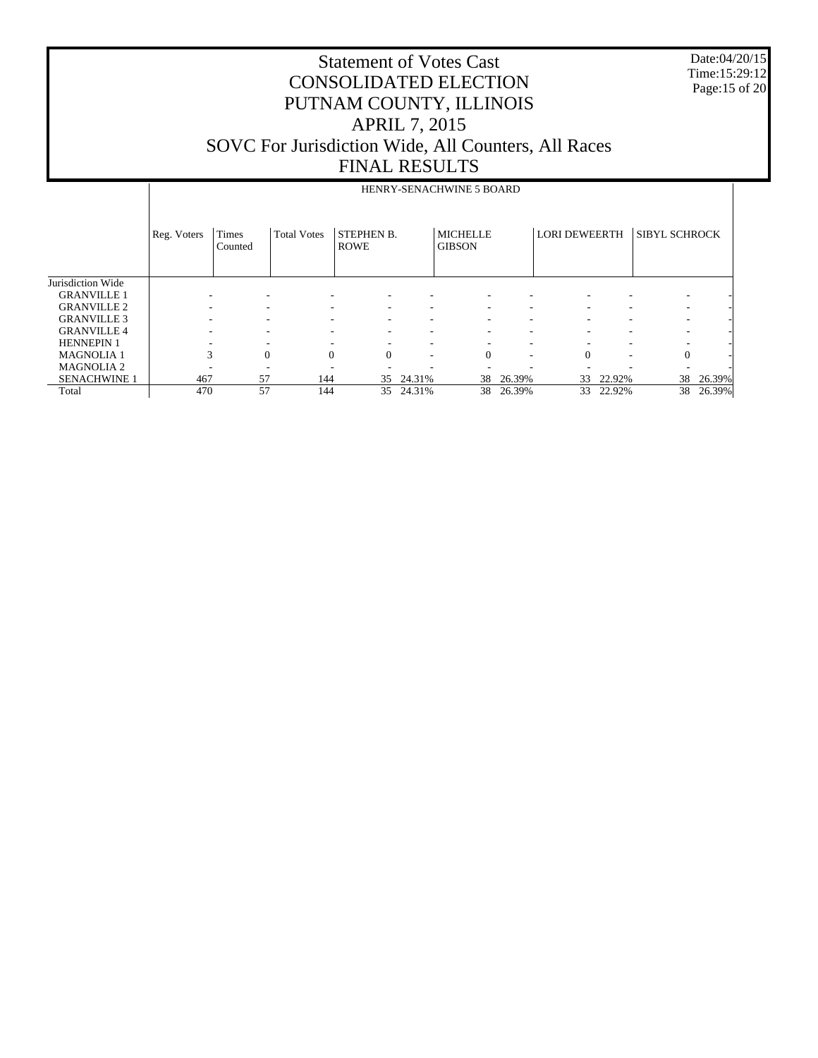# Statement of Votes Cast
# CONSOLIDATED ELECTION
# PUTNAM COUNTY, ILLINOIS
# APRIL 7, 2015
# SOVC For Jurisdiction Wide, All Counters, All Races
# FINAL RESULTS

Date:04/20/15
Time:15:29:12

| | HENRY-SENACHWINE 5 BOARD | | | | | | | | | | |
|---|---|---|---|---|---|---|---|---|---|---|---|
| | Reg. Voters | Times Counted | Total Votes | STEPHEN B. ROWE | | MICHELLE GIBSON | | LORI DEWEERTH | | SIBYL SCHROCK | |
| Jurisdiction Wide | | | | | | | | | | | |
| GRANVILLE 1 | - | - | - | - | - | - | - | - | - | - | - |
| GRANVILLE 2 | - | - | - | - | - | - | - | - | - | - | - |
| GRANVILLE 3 | - | - | - | - | - | - | - | - | - | - | - |
| GRANVILLE 4 | - | - | - | - | - | - | - | - | - | - | - |
| HENNEPIN 1 | - | - | - | - | - | - | - | - | - | - | - |
| MAGNOLIA 1 | 3 | 0 | 0 | 0 | - | 0 | - | 0 | - | 0 | - |
| MAGNOLIA 2 | - | - | - | - | - | - | - | - | - | - | - |
| SENACHWINE 1 | 467 | 57 | 144 | 35 | 24.31% | 38 | 26.39% | 33 | 22.92% | 38 | 26.39% |
| Total | 470 | 57 | 144 | 35 | 24.31% | 38 | 26.39% | 33 | 22.92% | 38 | 26.39% |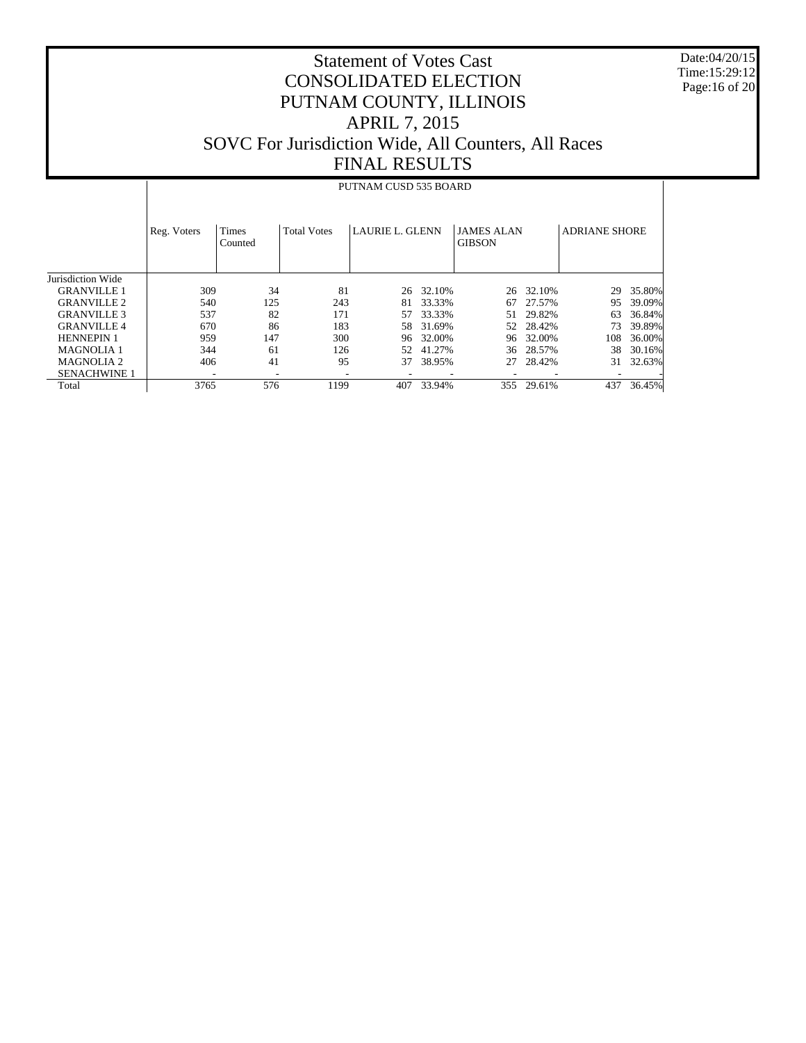# Statement of Votes Cast
# CONSOLIDATED ELECTION
# PUTNAM COUNTY, ILLINOIS
# APRIL 7, 2015
# SOVC For Jurisdiction Wide, All Counters, All Races
# FINAL RESULTS

Date:04/20/15
Time:15:29:12

| | PUTNAM CUSD 535 BOARD | | | | | | | | |
|---|---|---|---|---|---|---|---|---|---|
| | Reg. Voters | Times Counted | Total Votes | LAURIE L. GLENN | | JAMES ALAN GIBSON | | ADRIANE SHORE | |
| Jurisdiction Wide | | | | | | | | | |
| GRANVILLE 1 | 309 | 34 | 81 | 26 | 32.10% | 26 | 32.10% | 29 | 35.80% |
| GRANVILLE 2 | 540 | 125 | 243 | 81 | 33.33% | 67 | 27.57% | 95 | 39.09% |
| GRANVILLE 3 | 537 | 82 | 171 | 57 | 33.33% | 51 | 29.82% | 63 | 36.84% |
| GRANVILLE 4 | 670 | 86 | 183 | 58 | 31.69% | 52 | 28.42% | 73 | 39.89% |
| HENNEPIN 1 | 959 | 147 | 300 | 96 | 32.00% | 96 | 32.00% | 108 | 36.00% |
| MAGNOLIA 1 | 344 | 61 | 126 | 52 | 41.27% | 36 | 28.57% | 38 | 30.16% |
| MAGNOLIA 2 | 406 | 41 | 95 | 37 | 38.95% | 27 | 28.42% | 31 | 32.63% |
| SENACHWINE 1 | - | - | - | - | - | - | - | - | - |
| Total | 3765 | 576 | 1199 | 407 | 33.94% | 355 | 29.61% | 437 | 36.45% |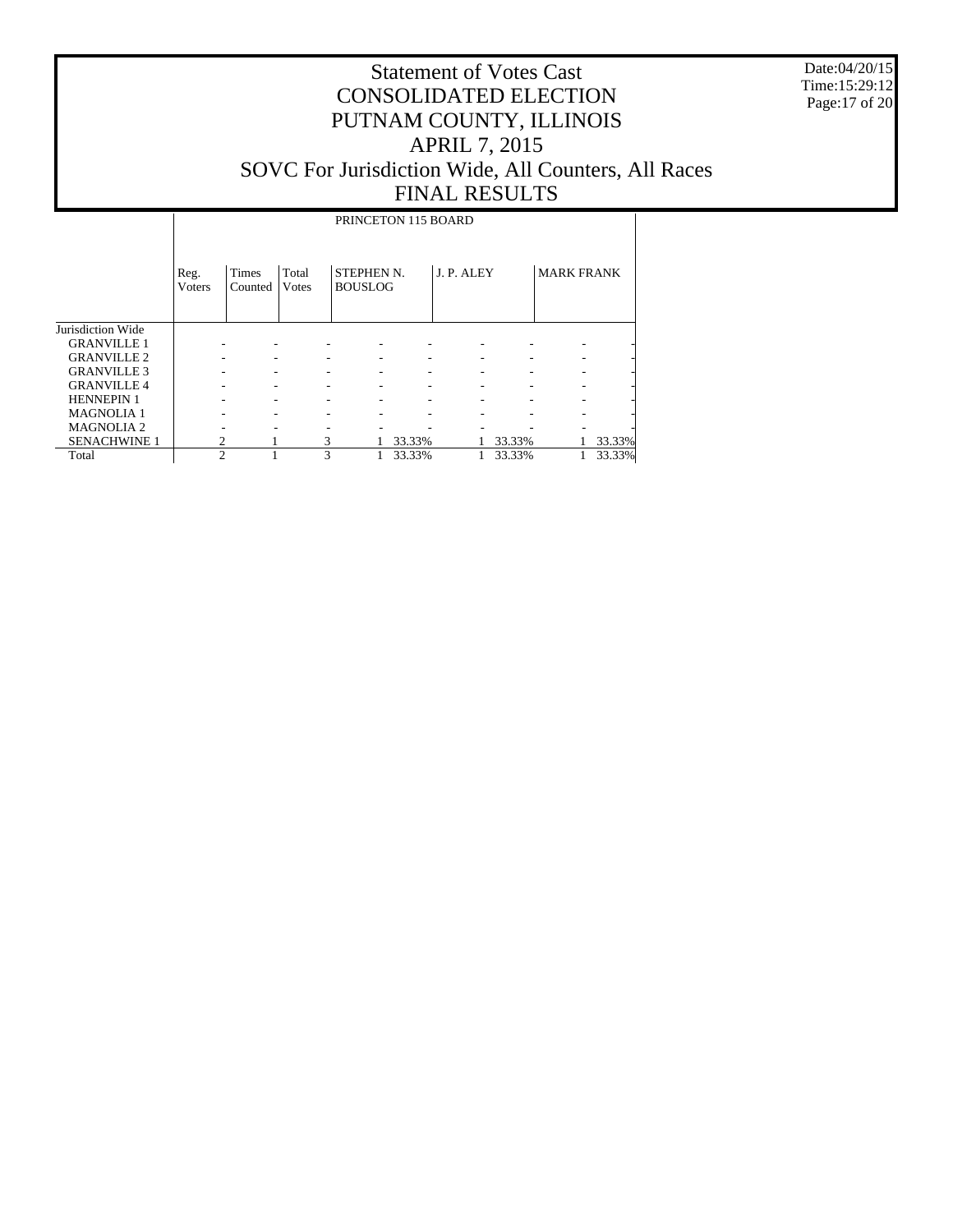# Statement of Votes Cast
# CONSOLIDATED ELECTION
# PUTNAM COUNTY, ILLINOIS
# APRIL 7, 2015
# SOVC For Jurisdiction Wide, All Counters, All Races
# FINAL RESULTS

| | PRINCETON 115 BOARD | | | | | | | | |
|---|---|---|---|---|---|---|---|---|---|
| | Reg. Voters | Times Counted | Total Votes | STEPHEN N. BOUSLOG | | J. P. ALEY | | MARK FRANK | |
| Jurisdiction Wide | | | | | | | | | |
| GRANVILLE 1 | - | - | - | - | - | - | - | - | - |
| GRANVILLE 2 | - | - | - | - | - | - | - | - | - |
| GRANVILLE 3 | - | - | - | - | - | - | - | - | - |
| GRANVILLE 4 | - | - | - | - | - | - | - | - | - |
| HENNEPIN 1 | - | - | - | - | - | - | - | - | - |
| MAGNOLIA 1 | - | - | - | - | - | - | - | - | - |
| MAGNOLIA 2 | - | - | - | - | - | - | - | - | - |
| SENACHWINE 1 | 2 | 1 | 3 | 1 | 33.33% | 1 | 33.33% | 1 | 33.33% |
| Total | 2 | 1 | 3 | 1 | 33.33% | 1 | 33.33% | 1 | 33.33% |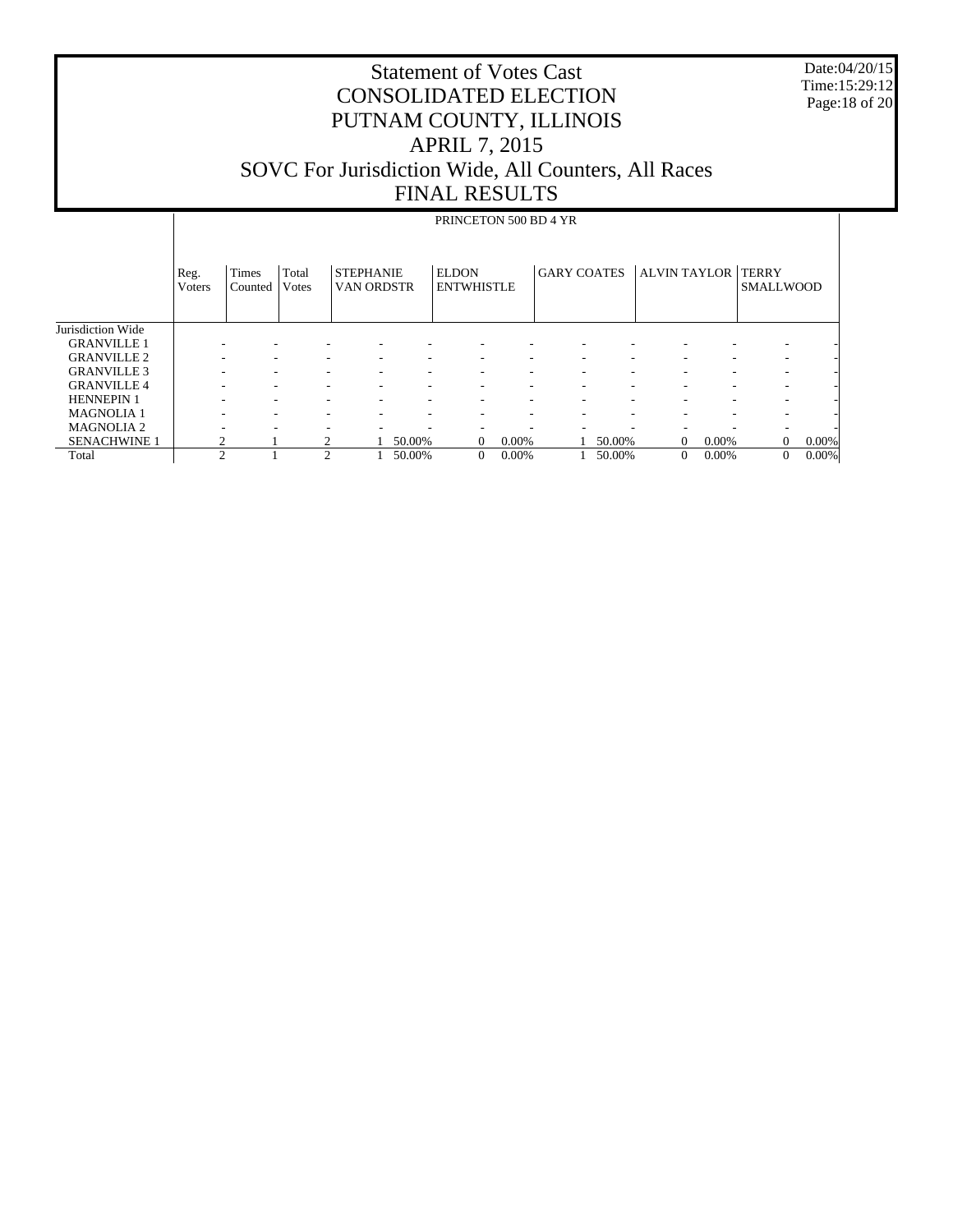# Statement of Votes Cast
# CONSOLIDATED ELECTION
# PUTNAM COUNTY, ILLINOIS
# APRIL 7, 2015
# SOVC For Jurisdiction Wide, All Counters, All Races
# FINAL RESULTS

Date:04/20/15
Time:15:29:12

| | PRINCETON 500 BD 4 YR | | | | | | | | | | | | | |
|---|---|---|---|---|---|---|---|---|---|---|---|---|---|---|
| | Reg. Voters | Times Counted | Total Votes | STEPHANIE VAN ORDSTR | | ELDON ENTWHISTLE | | GARY COATES | | ALVIN TAYLOR | | TERRY SMALLWOOD | | |
| Jurisdiction Wide | | | | | | | | | | | | | | |
| GRANVILLE 1 | - | - | - | - | - | - | - | - | - | - | - | - | - | |
| GRANVILLE 2 | - | - | - | - | - | - | - | - | - | - | - | - | - | |
| GRANVILLE 3 | - | - | - | - | - | - | - | - | - | - | - | - | - | |
| GRANVILLE 4 | - | - | - | - | - | - | - | - | - | - | - | - | - | |
| HENNEPIN 1 | - | - | - | - | - | - | - | - | - | - | - | - | - | |
| MAGNOLIA 1 | - | - | - | - | - | - | - | - | - | - | - | - | - | |
| MAGNOLIA 2 | - | - | - | - | - | - | - | - | - | - | - | - | - | |
| SENACHWINE 1 | 2 | 1 | 2 | 1 | 50.00% | 0 | 0.00% | 1 | 50.00% | 0 | 0.00% | 0 | 0.00% | |
| Total | 2 | 1 | 2 | 1 | 50.00% | 0 | 0.00% | 1 | 50.00% | 0 | 0.00% | 0 | 0.00% | |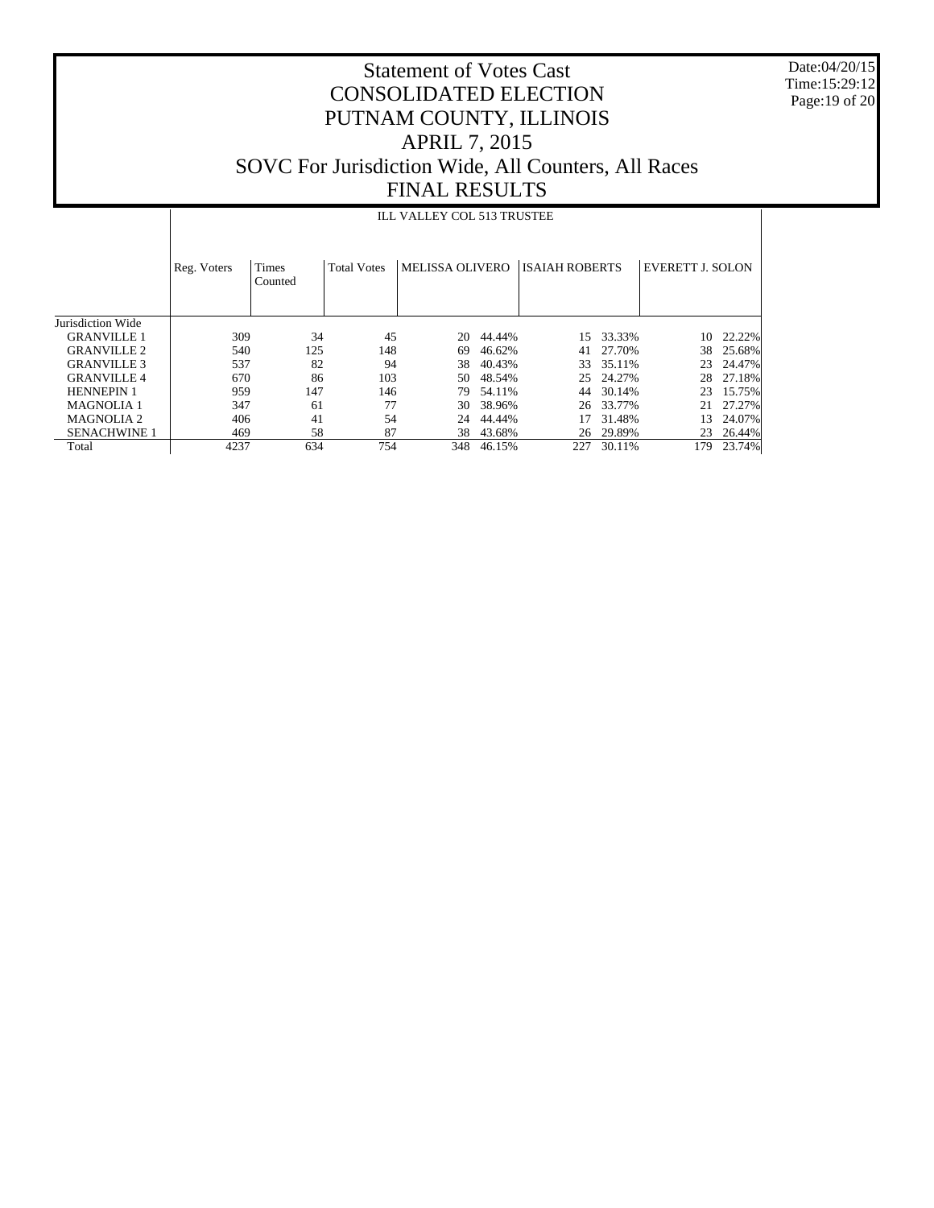# Statement of Votes Cast
# CONSOLIDATED ELECTION
# PUTNAM COUNTY, ILLINOIS
# APRIL 7, 2015
# SOVC For Jurisdiction Wide, All Counters, All Races
# FINAL RESULTS

Date:04/20/15
Time:15:29:12

| | ILL VALLEY COL 513 TRUSTEE | | | | | | | | |
|---|---|---|---|---|---|---|---|---|---|
| | Reg. Voters | Times Counted | Total Votes | MELISSA OLIVERO | | ISAIAH ROBERTS | | EVERETT J. SOLON | |
| Jurisdiction Wide | | | | | | | | | |
| GRANVILLE 1 | 309 | 34 | 45 | 20 | 44.44% | 15 | 33.33% | 10 | 22.22% |
| GRANVILLE 2 | 540 | 125 | 148 | 69 | 46.62% | 41 | 27.70% | 38 | 25.68% |
| GRANVILLE 3 | 537 | 82 | 94 | 38 | 40.43% | 33 | 35.11% | 23 | 24.47% |
| GRANVILLE 4 | 670 | 86 | 103 | 50 | 48.54% | 25 | 24.27% | 28 | 27.18% |
| HENNEPIN 1 | 959 | 147 | 146 | 79 | 54.11% | 44 | 30.14% | 23 | 15.75% |
| MAGNOLIA 1 | 347 | 61 | 77 | 30 | 38.96% | 26 | 33.77% | 21 | 27.27% |
| MAGNOLIA 2 | 406 | 41 | 54 | 24 | 44.44% | 17 | 31.48% | 13 | 24.07% |
| SENACHWINE 1 | 469 | 58 | 87 | 38 | 43.68% | 26 | 29.89% | 23 | 26.44% |
| Total | 4237 | 634 | 754 | 348 | 46.15% | 227 | 30.11% | 179 | 23.74% |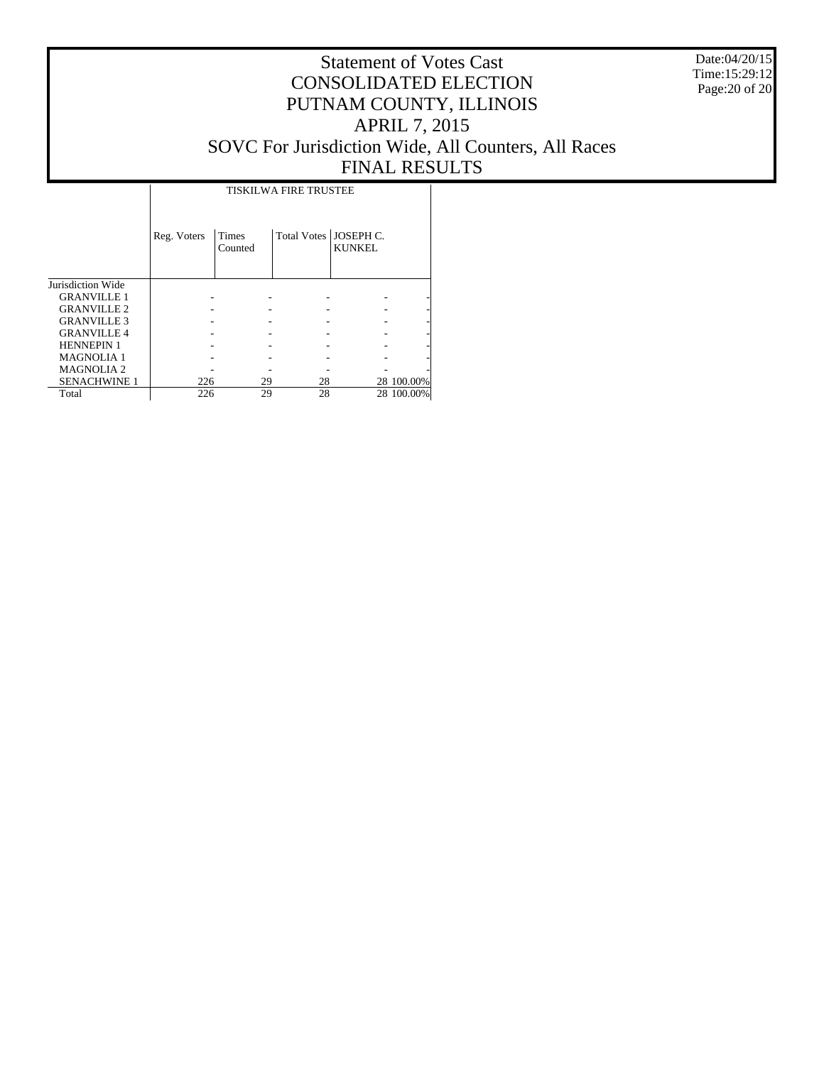# Statement of Votes Cast
# CONSOLIDATED ELECTION
# PUTNAM COUNTY, ILLINOIS
# APRIL 7, 2015
# SOVC For Jurisdiction Wide, All Counters, All Races
# FINAL RESULTS

Date:04/20/15
Time:15:29:12

| | TISKILWA FIRE TRUSTEE | | | | |
|---|---|---|---|---|---|
| | Reg. Voters | Times Counted | Total Votes | JOSEPH C. KUNKEL | |
| Jurisdiction Wide | | | | | |
| GRANVILLE 1 | - | - | - | - | - |
| GRANVILLE 2 | - | - | - | - | - |
| GRANVILLE 3 | - | - | - | - | - |
| GRANVILLE 4 | - | - | - | - | - |
| HENNEPIN 1 | - | - | - | - | - |
| MAGNOLIA 1 | - | - | - | - | - |
| MAGNOLIA 2 | - | - | - | - | - |
| SENACHWINE 1 | 226 | 29 | 28 | 28 | 100.00% |
| Total | 226 | 29 | 28 | 28 | 100.00% |